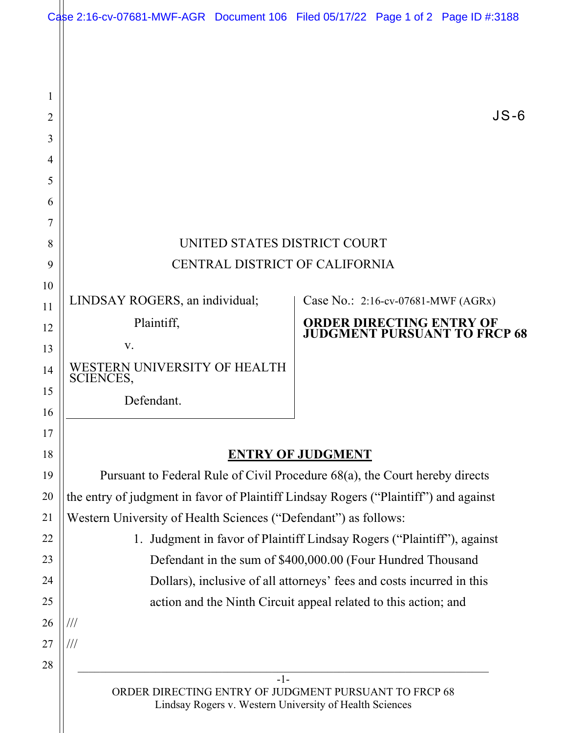JS-6

UNITED STATES DISTRICT COURT
CENTRAL DISTRICT OF CALIFORNIA

LINDSAY ROGERS, an individual;

Plaintiff,

v.

WESTERN UNIVERSITY OF HEALTH SCIENCES,

Defendant.

Case No.: 2:16-cv-07681-MWF (AGRx)

**ORDER DIRECTING ENTRY OF JUDGMENT PURSUANT TO FRCP 68**

## ENTRY OF JUDGMENT

Pursuant to Federal Rule of Civil Procedure 68(a), the Court hereby directs the entry of judgment in favor of Plaintiff Lindsay Rogers ("Plaintiff") and against Western University of Health Sciences ("Defendant") as follows:

1. Judgment in favor of Plaintiff Lindsay Rogers ("Plaintiff"), against Defendant in the sum of $400,000.00 (Four Hundred Thousand Dollars), inclusive of all attorneys' fees and costs incurred in this action and the Ninth Circuit appeal related to this action; and

///

///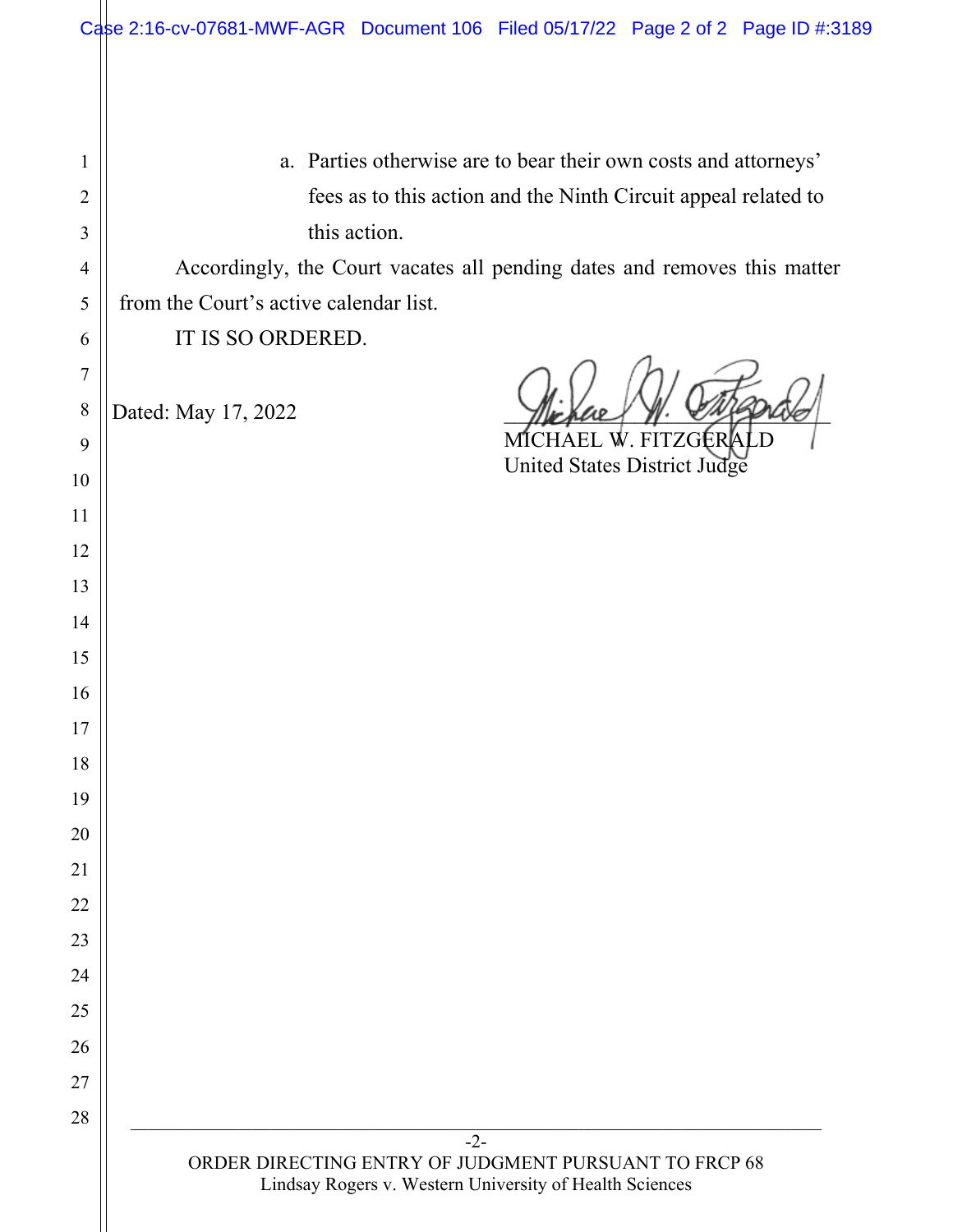a. Parties otherwise are to bear their own costs and attorneys' fees as to this action and the Ninth Circuit appeal related to this action.

Accordingly, the Court vacates all pending dates and removes this matter from the Court's active calendar list.

IT IS SO ORDERED.

Dated: May 17, 2022

MICHAEL W. FITZGERALD
United States District Judge

ORDER DIRECTING ENTRY OF JUDGMENT PURSUANT TO FRCP 68
Lindsay Rogers v. Western University of Health Sciences